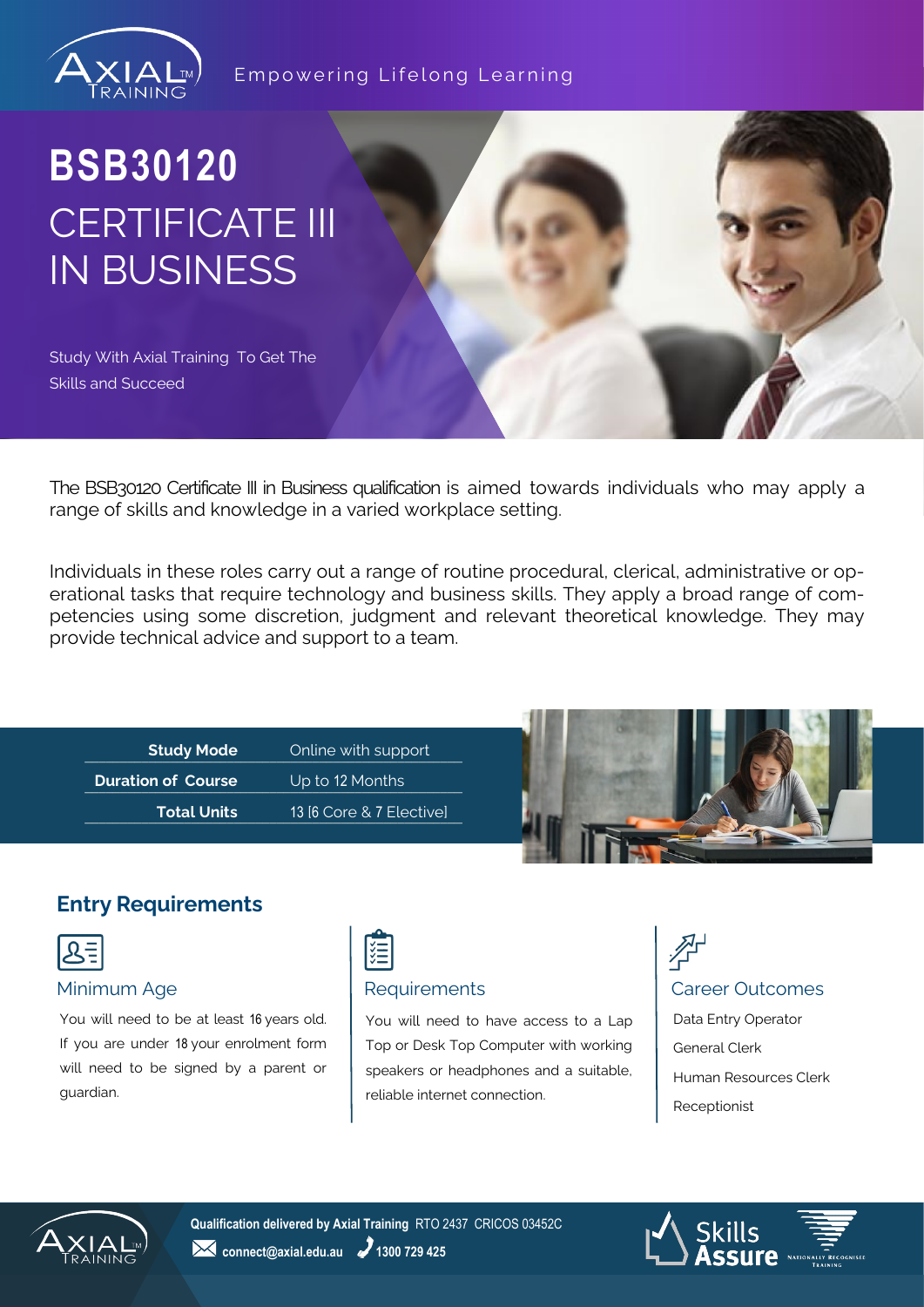Empowering Lifelong Learning

# BSB30120 CERTIFICATE III IN BUSINESS

Study With Axial Training To Get The Skills and Succeed

The BSB30120 Certificate III in Business qualification is aimed towards individuals who may apply a range of skills and knowledge in a varied workplace setting.

Individuals in these roles carry out a range of routine procedural, clerical, administrative or operational tasks that require technology and business skills. They apply a broad range of competencies using some discretion, judgment and relevant theoretical knowledge. They may provide technical advice and support to a team.

| | |
|---|---|
| **Study Mode** | Online with support |
| **Duration of Course** | Up to 12 Months |
| **Total Units** | 13 [6 Core & 7 Elective] |

## Entry Requirements

### Minimum Age

You will need to be at least 16 years old. If you are under 18 your enrolment form will need to be signed by a parent or guardian.

### Requirements

You will need to have access to a Lap Top or Desk Top Computer with working speakers or headphones and a suitable, reliable internet connection.

### Career Outcomes

- Data Entry Operator
- General Clerk
- Human Resources Clerk
- Receptionist

**Qualification delivered by Axial Training** RTO 2437 CRICOS 03452C

connect@axial.edu.au 1300 729 425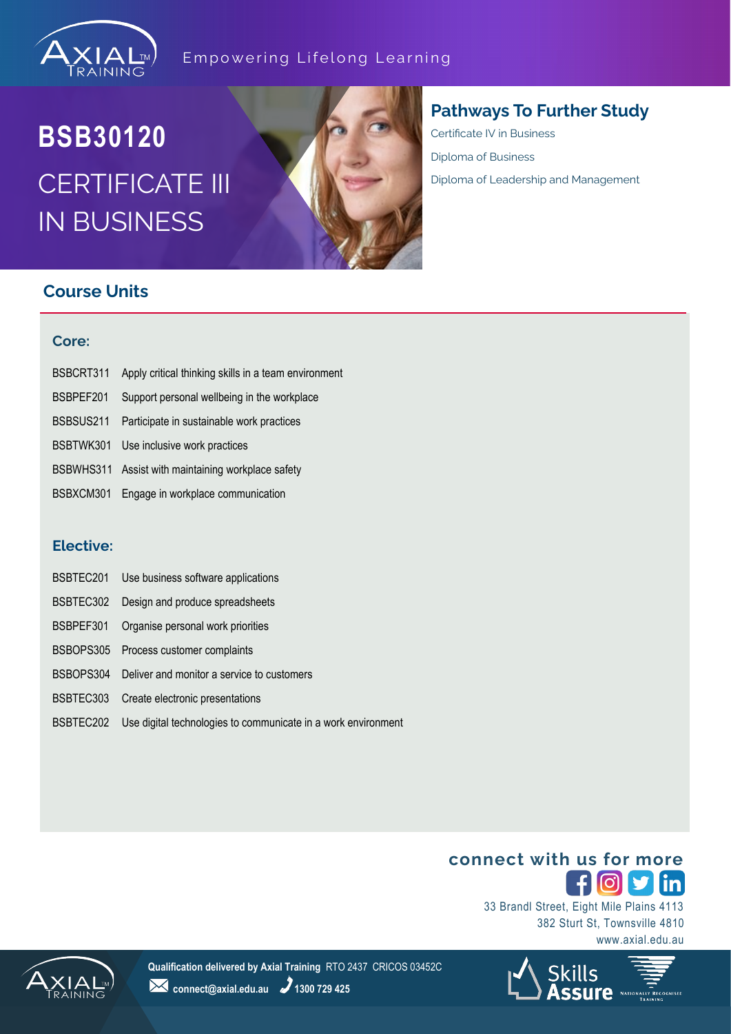Empowering Lifelong Learning

# BSB30120

# CERTIFICATE III IN BUSINESS

## Pathways To Further Study

Certificate IV in Business

Diploma of Business

Diploma of Leadership and Management

## Course Units

### Core:

| | |
|---|---|
| BSBCRT311 | Apply critical thinking skills in a team environment |
| BSBPEF201 | Support personal wellbeing in the workplace |
| BSBSUS211 | Participate in sustainable work practices |
| BSBTWK301 | Use inclusive work practices |
| BSBWHS311 | Assist with maintaining workplace safety |
| BSBXCM301 | Engage in workplace communication |

### Elective:

| | |
|---|---|
| BSBTEC201 | Use business software applications |
| BSBTEC302 | Design and produce spreadsheets |
| BSBPEF301 | Organise personal work priorities |
| BSBOPS305 | Process customer complaints |
| BSBOPS304 | Deliver and monitor a service to customers |
| BSBTEC303 | Create electronic presentations |
| BSBTEC202 | Use digital technologies to communicate in a work environment |

**connect with us for more**

33 Brandl Street, Eight Mile Plains 4113
382 Sturt St, Townsville 4810
www.axial.edu.au

**Qualification delivered by Axial Training** RTO 2437 CRICOS 03452C

**connect@axial.edu.au** **1300 729 425**